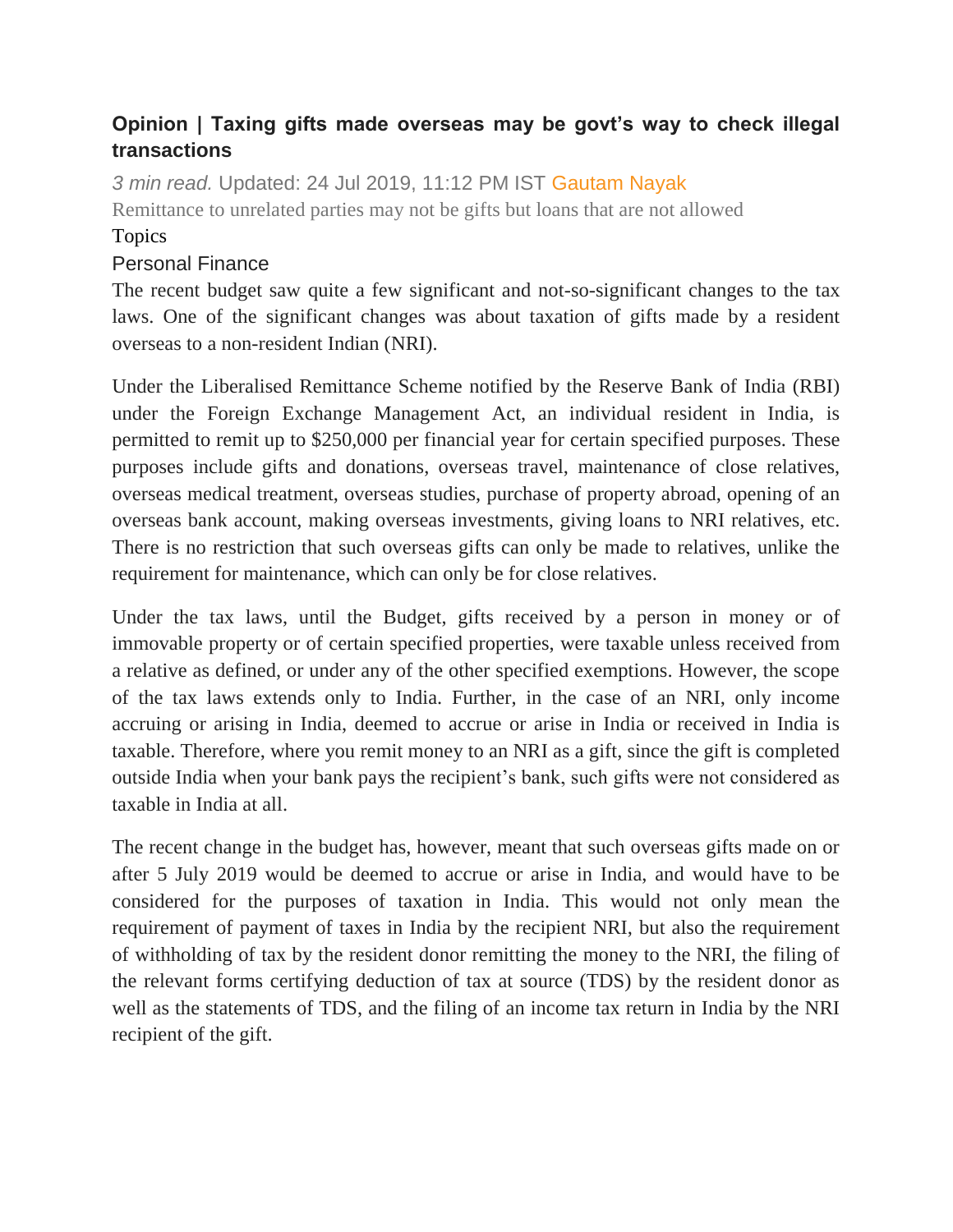# Opinion | Taxing gifts made overseas may be govt's way to check illegal transactions

*3 min read.* Updated: 24 Jul 2019, 11:12 PM IST Gautam Nayak

Remittance to unrelated parties may not be gifts but loans that are not allowed

Topics

Personal Finance

The recent budget saw quite a few significant and not-so-significant changes to the tax laws. One of the significant changes was about taxation of gifts made by a resident overseas to a non-resident Indian (NRI).

Under the Liberalised Remittance Scheme notified by the Reserve Bank of India (RBI) under the Foreign Exchange Management Act, an individual resident in India, is permitted to remit up to $250,000 per financial year for certain specified purposes. These purposes include gifts and donations, overseas travel, maintenance of close relatives, overseas medical treatment, overseas studies, purchase of property abroad, opening of an overseas bank account, making overseas investments, giving loans to NRI relatives, etc. There is no restriction that such overseas gifts can only be made to relatives, unlike the requirement for maintenance, which can only be for close relatives.

Under the tax laws, until the Budget, gifts received by a person in money or of immovable property or of certain specified properties, were taxable unless received from a relative as defined, or under any of the other specified exemptions. However, the scope of the tax laws extends only to India. Further, in the case of an NRI, only income accruing or arising in India, deemed to accrue or arise in India or received in India is taxable. Therefore, where you remit money to an NRI as a gift, since the gift is completed outside India when your bank pays the recipient's bank, such gifts were not considered as taxable in India at all.

The recent change in the budget has, however, meant that such overseas gifts made on or after 5 July 2019 would be deemed to accrue or arise in India, and would have to be considered for the purposes of taxation in India. This would not only mean the requirement of payment of taxes in India by the recipient NRI, but also the requirement of withholding of tax by the resident donor remitting the money to the NRI, the filing of the relevant forms certifying deduction of tax at source (TDS) by the resident donor as well as the statements of TDS, and the filing of an income tax return in India by the NRI recipient of the gift.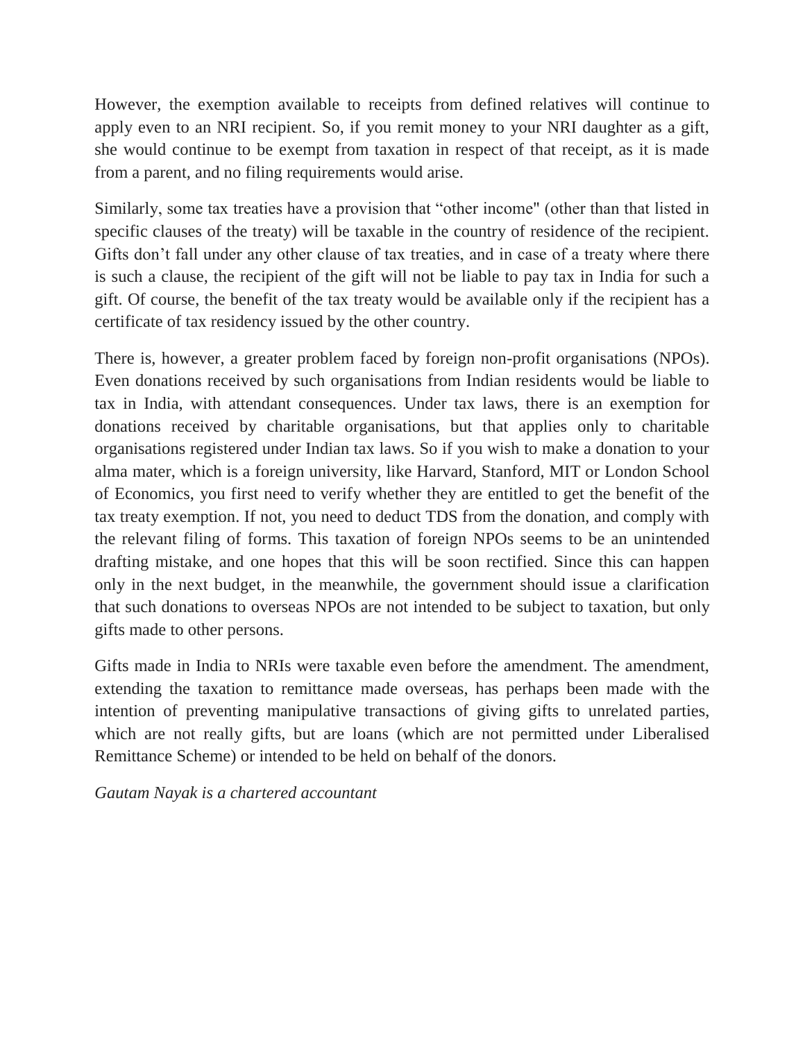However, the exemption available to receipts from defined relatives will continue to apply even to an NRI recipient. So, if you remit money to your NRI daughter as a gift, she would continue to be exempt from taxation in respect of that receipt, as it is made from a parent, and no filing requirements would arise.

Similarly, some tax treaties have a provision that “other income" (other than that listed in specific clauses of the treaty) will be taxable in the country of residence of the recipient. Gifts don’t fall under any other clause of tax treaties, and in case of a treaty where there is such a clause, the recipient of the gift will not be liable to pay tax in India for such a gift. Of course, the benefit of the tax treaty would be available only if the recipient has a certificate of tax residency issued by the other country.

There is, however, a greater problem faced by foreign non-profit organisations (NPOs). Even donations received by such organisations from Indian residents would be liable to tax in India, with attendant consequences. Under tax laws, there is an exemption for donations received by charitable organisations, but that applies only to charitable organisations registered under Indian tax laws. So if you wish to make a donation to your alma mater, which is a foreign university, like Harvard, Stanford, MIT or London School of Economics, you first need to verify whether they are entitled to get the benefit of the tax treaty exemption. If not, you need to deduct TDS from the donation, and comply with the relevant filing of forms. This taxation of foreign NPOs seems to be an unintended drafting mistake, and one hopes that this will be soon rectified. Since this can happen only in the next budget, in the meanwhile, the government should issue a clarification that such donations to overseas NPOs are not intended to be subject to taxation, but only gifts made to other persons.

Gifts made in India to NRIs were taxable even before the amendment. The amendment, extending the taxation to remittance made overseas, has perhaps been made with the intention of preventing manipulative transactions of giving gifts to unrelated parties, which are not really gifts, but are loans (which are not permitted under Liberalised Remittance Scheme) or intended to be held on behalf of the donors.

*Gautam Nayak is a chartered accountant*